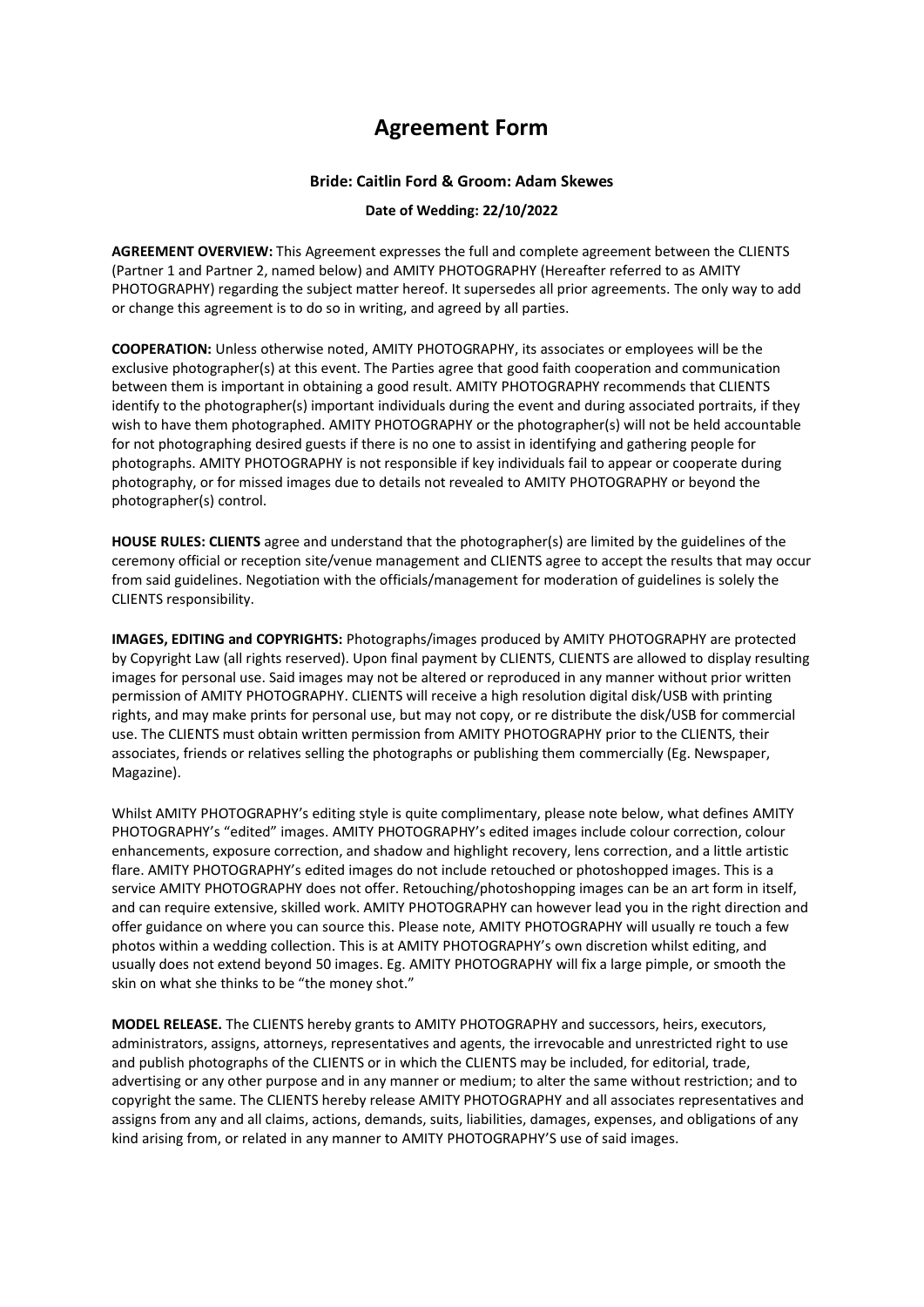# Agreement Form

**Bride: Caitlin Ford & Groom: Adam Skewes**

**Date of Wedding: 22/10/2022**

**AGREEMENT OVERVIEW:** This Agreement expresses the full and complete agreement between the CLIENTS (Partner 1 and Partner 2, named below) and AMITY PHOTOGRAPHY (Hereafter referred to as AMITY PHOTOGRAPHY) regarding the subject matter hereof. It supersedes all prior agreements. The only way to add or change this agreement is to do so in writing, and agreed by all parties.

**COOPERATION:** Unless otherwise noted, AMITY PHOTOGRAPHY, its associates or employees will be the exclusive photographer(s) at this event. The Parties agree that good faith cooperation and communication between them is important in obtaining a good result. AMITY PHOTOGRAPHY recommends that CLIENTS identify to the photographer(s) important individuals during the event and during associated portraits, if they wish to have them photographed. AMITY PHOTOGRAPHY or the photographer(s) will not be held accountable for not photographing desired guests if there is no one to assist in identifying and gathering people for photographs. AMITY PHOTOGRAPHY is not responsible if key individuals fail to appear or cooperate during photography, or for missed images due to details not revealed to AMITY PHOTOGRAPHY or beyond the photographer(s) control.

**HOUSE RULES: CLIENTS** agree and understand that the photographer(s) are limited by the guidelines of the ceremony official or reception site/venue management and CLIENTS agree to accept the results that may occur from said guidelines. Negotiation with the officials/management for moderation of guidelines is solely the CLIENTS responsibility.

**IMAGES, EDITING and COPYRIGHTS:** Photographs/images produced by AMITY PHOTOGRAPHY are protected by Copyright Law (all rights reserved). Upon final payment by CLIENTS, CLIENTS are allowed to display resulting images for personal use. Said images may not be altered or reproduced in any manner without prior written permission of AMITY PHOTOGRAPHY. CLIENTS will receive a high resolution digital disk/USB with printing rights, and may make prints for personal use, but may not copy, or re distribute the disk/USB for commercial use. The CLIENTS must obtain written permission from AMITY PHOTOGRAPHY prior to the CLIENTS, their associates, friends or relatives selling the photographs or publishing them commercially (Eg. Newspaper, Magazine).

Whilst AMITY PHOTOGRAPHY's editing style is quite complimentary, please note below, what defines AMITY PHOTOGRAPHY's "edited" images. AMITY PHOTOGRAPHY's edited images include colour correction, colour enhancements, exposure correction, and shadow and highlight recovery, lens correction, and a little artistic flare. AMITY PHOTOGRAPHY's edited images do not include retouched or photoshopped images. This is a service AMITY PHOTOGRAPHY does not offer. Retouching/photoshopping images can be an art form in itself, and can require extensive, skilled work. AMITY PHOTOGRAPHY can however lead you in the right direction and offer guidance on where you can source this. Please note, AMITY PHOTOGRAPHY will usually re touch a few photos within a wedding collection. This is at AMITY PHOTOGRAPHY's own discretion whilst editing, and usually does not extend beyond 50 images. Eg. AMITY PHOTOGRAPHY will fix a large pimple, or smooth the skin on what she thinks to be "the money shot."

**MODEL RELEASE.** The CLIENTS hereby grants to AMITY PHOTOGRAPHY and successors, heirs, executors, administrators, assigns, attorneys, representatives and agents, the irrevocable and unrestricted right to use and publish photographs of the CLIENTS or in which the CLIENTS may be included, for editorial, trade, advertising or any other purpose and in any manner or medium; to alter the same without restriction; and to copyright the same. The CLIENTS hereby release AMITY PHOTOGRAPHY and all associates representatives and assigns from any and all claims, actions, demands, suits, liabilities, damages, expenses, and obligations of any kind arising from, or related in any manner to AMITY PHOTOGRAPHY'S use of said images.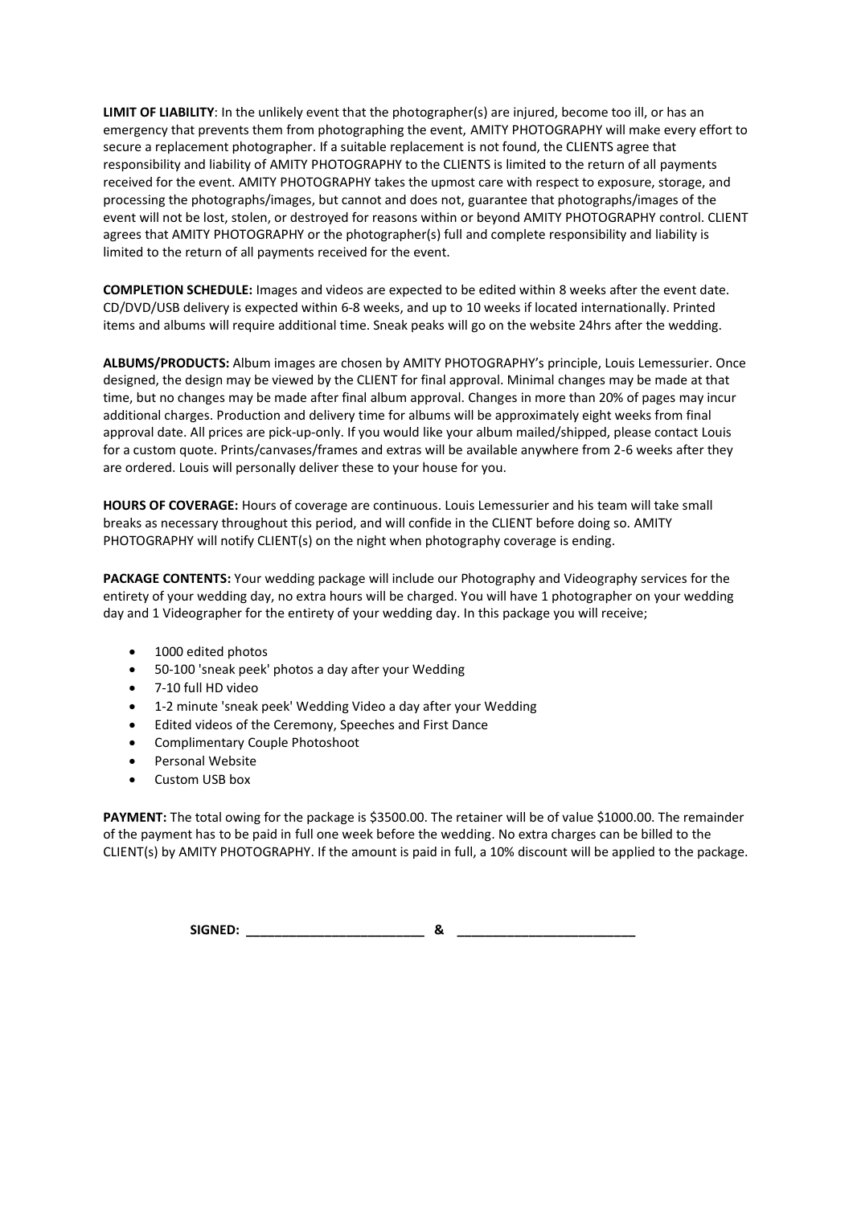**LIMIT OF LIABILITY**: In the unlikely event that the photographer(s) are injured, become too ill, or has an emergency that prevents them from photographing the event, AMITY PHOTOGRAPHY will make every effort to secure a replacement photographer. If a suitable replacement is not found, the CLIENTS agree that responsibility and liability of AMITY PHOTOGRAPHY to the CLIENTS is limited to the return of all payments received for the event. AMITY PHOTOGRAPHY takes the upmost care with respect to exposure, storage, and processing the photographs/images, but cannot and does not, guarantee that photographs/images of the event will not be lost, stolen, or destroyed for reasons within or beyond AMITY PHOTOGRAPHY control. CLIENT agrees that AMITY PHOTOGRAPHY or the photographer(s) full and complete responsibility and liability is limited to the return of all payments received for the event.

**COMPLETION SCHEDULE:** Images and videos are expected to be edited within 8 weeks after the event date. CD/DVD/USB delivery is expected within 6-8 weeks, and up to 10 weeks if located internationally. Printed items and albums will require additional time. Sneak peaks will go on the website 24hrs after the wedding.

**ALBUMS/PRODUCTS:** Album images are chosen by AMITY PHOTOGRAPHY's principle, Louis Lemessurier. Once designed, the design may be viewed by the CLIENT for final approval. Minimal changes may be made at that time, but no changes may be made after final album approval. Changes in more than 20% of pages may incur additional charges. Production and delivery time for albums will be approximately eight weeks from final approval date. All prices are pick-up-only. If you would like your album mailed/shipped, please contact Louis for a custom quote. Prints/canvases/frames and extras will be available anywhere from 2-6 weeks after they are ordered. Louis will personally deliver these to your house for you.

**HOURS OF COVERAGE:** Hours of coverage are continuous. Louis Lemessurier and his team will take small breaks as necessary throughout this period, and will confide in the CLIENT before doing so. AMITY PHOTOGRAPHY will notify CLIENT(s) on the night when photography coverage is ending.

**PACKAGE CONTENTS:** Your wedding package will include our Photography and Videography services for the entirety of your wedding day, no extra hours will be charged. You will have 1 photographer on your wedding day and 1 Videographer for the entirety of your wedding day. In this package you will receive;

- 1000 edited photos
- 50-100 'sneak peek' photos a day after your Wedding
- 7-10 full HD video
- 1-2 minute 'sneak peek' Wedding Video a day after your Wedding
- Edited videos of the Ceremony, Speeches and First Dance
- Complimentary Couple Photoshoot
- Personal Website
- Custom USB box

**PAYMENT:** The total owing for the package is $3500.00. The retainer will be of value $1000.00. The remainder of the payment has to be paid in full one week before the wedding. No extra charges can be billed to the CLIENT(s) by AMITY PHOTOGRAPHY. If the amount is paid in full, a 10% discount will be applied to the package.

**SIGNED:** _________________________ & _________________________